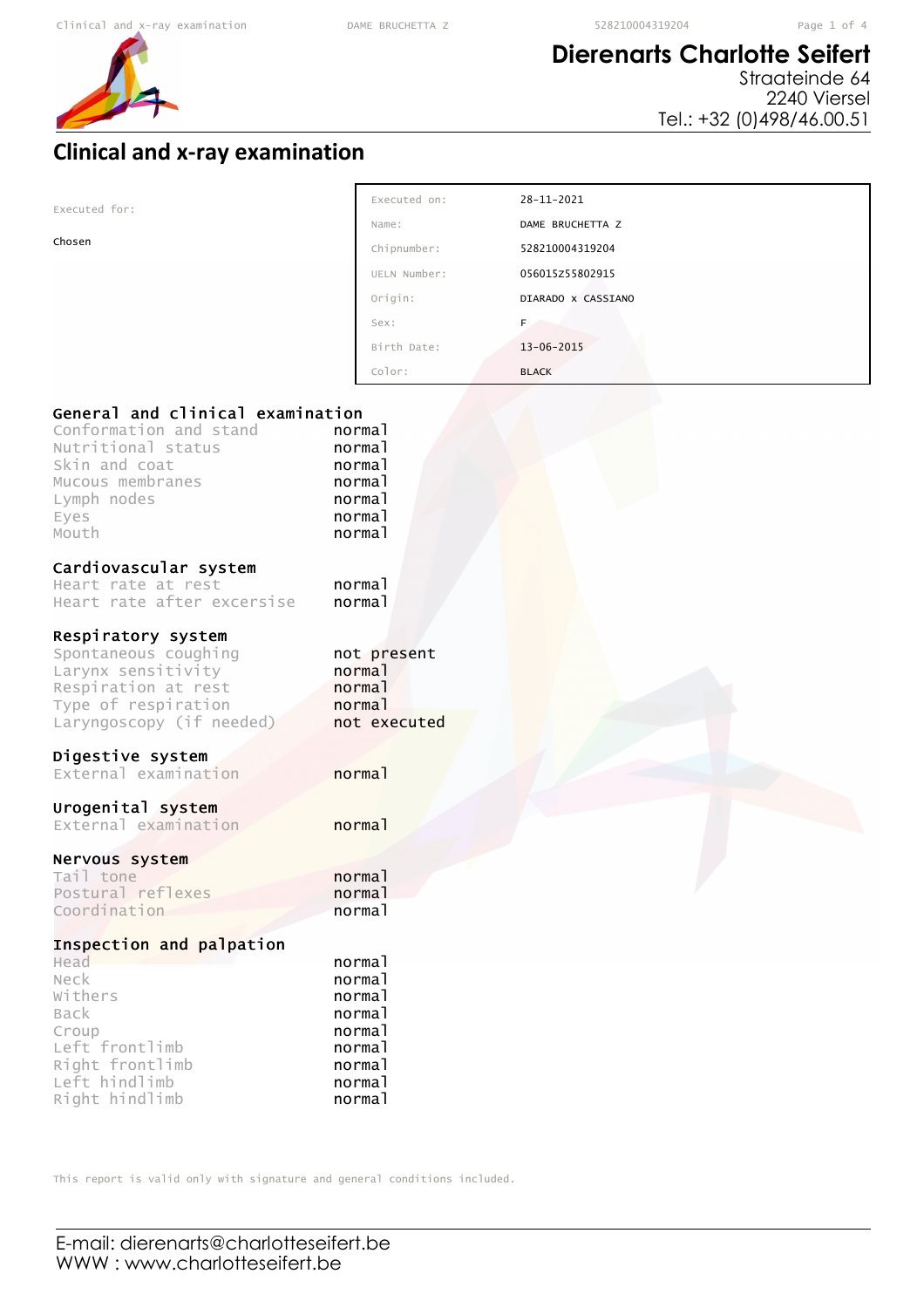# Dierenarts Charlotte Seifert

Straateinde 64
2240 Viersel
Tel.: +32 (0)498/46.00.51

## Clinical and x-ray examination

Executed for:

Chosen

| | |
|---|---|
| Executed on: | 28-11-2021 |
| Name: | DAME BRUCHETTA Z |
| Chipnumber: | 528210004319204 |
| UELN Number: | 056015Z55802915 |
| Origin: | DIARADO x CASSIANO |
| Sex: | F |
| Birth Date: | 13-06-2015 |
| Color: | BLACK |

### General and clinical examination

| | |
|---|---|
| Conformation and stand | normal |
| Nutritional status | normal |
| Skin and coat | normal |
| Mucous membranes | normal |
| Lymph nodes | normal |
| Eyes | normal |
| Mouth | normal |

### Cardiovascular system

| | |
|---|---|
| Heart rate at rest | normal |
| Heart rate after excersise | normal |

### Respiratory system

| | |
|---|---|
| Spontaneous coughing | not present |
| Larynx sensitivity | normal |
| Respiration at rest | normal |
| Type of respiration | normal |
| Laryngoscopy (if needed) | not executed |

### Digestive system

| | |
|---|---|
| External examination | normal |

### Urogenital system

| | |
|---|---|
| External examination | normal |

### Nervous system

| | |
|---|---|
| Tail tone | normal |
| Postural reflexes | normal |
| Coordination | normal |

### Inspection and palpation

| | |
|---|---|
| Head | normal |
| Neck | normal |
| Withers | normal |
| Back | normal |
| Croup | normal |
| Left frontlimb | normal |
| Right frontlimb | normal |
| Left hindlimb | normal |
| Right hindlimb | normal |

This report is valid only with signature and general conditions included.

E-mail: dierenarts@charlotteseifert.be
WWW : www.charlotteseifert.be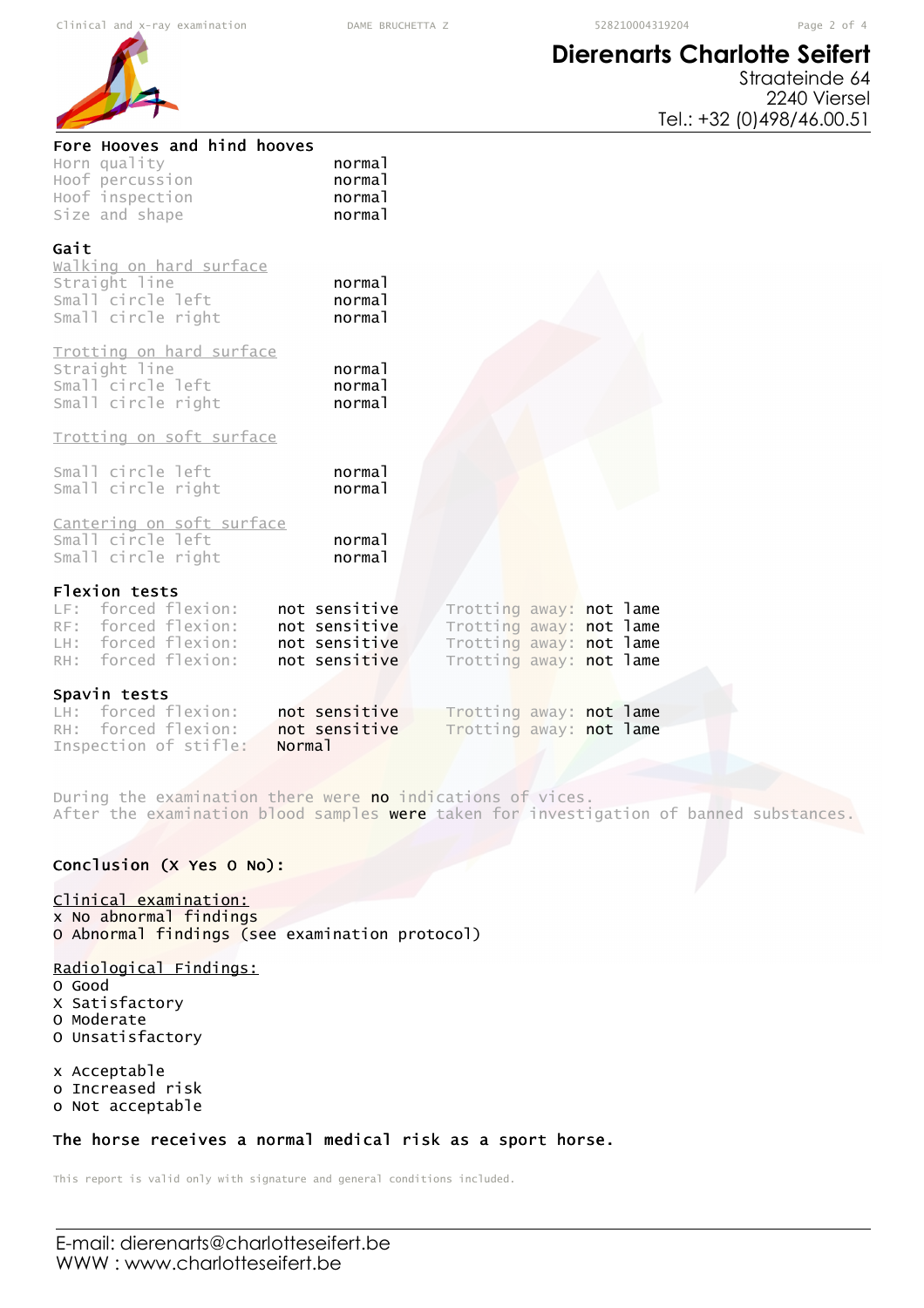# Dierenarts Charlotte Seifert

Straateinde 64
2240 Viersel
Tel.: +32 (0)498/46.00.51

### Fore Hooves and hind hooves

| | |
|---|---|
| Horn quality | normal |
| Hoof percussion | normal |
| Hoof inspection | normal |
| Size and shape | normal |

### Gait

Walking on hard surface

| | |
|---|---|
| Straight line | normal |
| Small circle left | normal |
| Small circle right | normal |

Trotting on hard surface

| | |
|---|---|
| Straight line | normal |
| Small circle left | normal |
| Small circle right | normal |

Trotting on soft surface

| | |
|---|---|
| Small circle left | normal |
| Small circle right | normal |

Cantering on soft surface

| | |
|---|---|
| Small circle left | normal |
| Small circle right | normal |

### Flexion tests

| | | |
|---|---|---|
| LF: forced flexion: | not sensitive | Trotting away: not lame |
| RF: forced flexion: | not sensitive | Trotting away: not lame |
| LH: forced flexion: | not sensitive | Trotting away: not lame |
| RH: forced flexion: | not sensitive | Trotting away: not lame |

### Spavin tests

| | | |
|---|---|---|
| LH: forced flexion: | not sensitive | Trotting away: not lame |
| RH: forced flexion: | not sensitive | Trotting away: not lame |
| Inspection of stifle: | Normal | |

During the examination there were **no** indications of vices.
After the examination blood samples **were** taken for investigation of banned substances.

### Conclusion (X Yes O No):

Clinical examination:
x No abnormal findings
O Abnormal findings (see examination protocol)

Radiological Findings:
O Good
X Satisfactory
O Moderate
O Unsatisfactory

x Acceptable
o Increased risk
o Not acceptable

**The horse receives a normal medical risk as a sport horse.**

This report is valid only with signature and general conditions included.

E-mail: dierenarts@charlotteseifert.be
WWW : www.charlotteseifert.be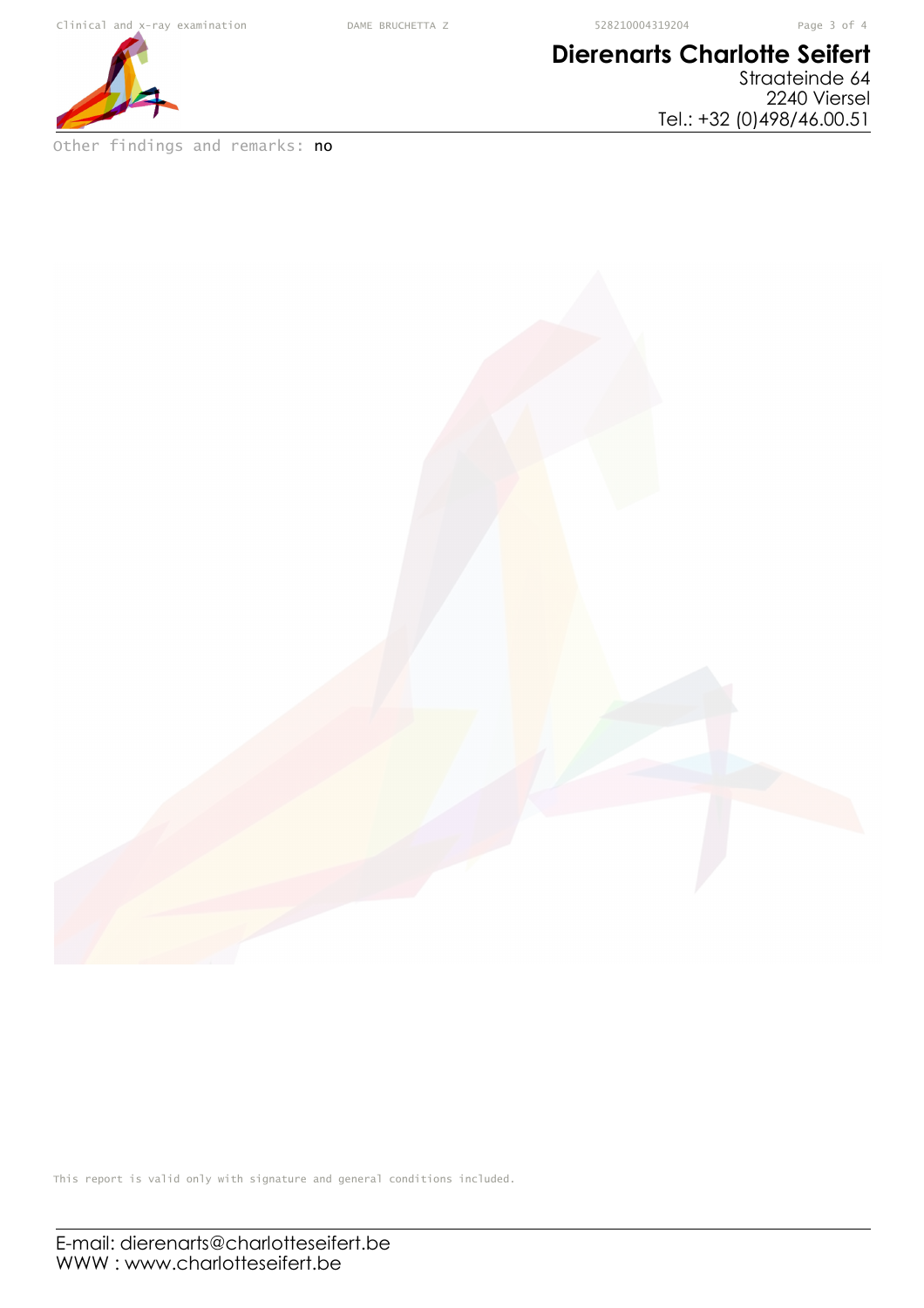Other findings and remarks: no

This report is valid only with signature and general conditions included.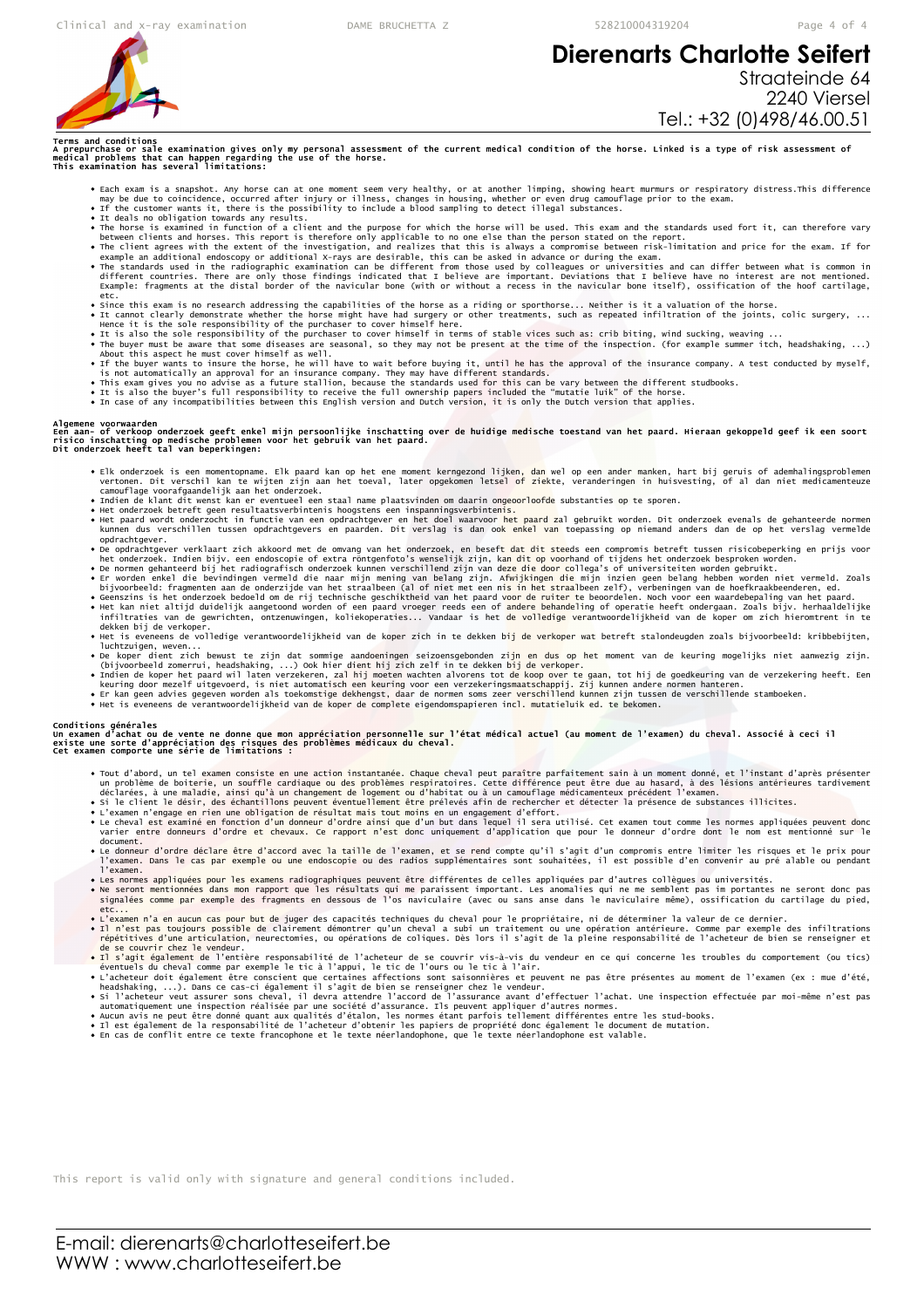# Dierenarts Charlotte Seifert

Straateinde 64
2240 Viersel
Tel.: +32 (0)498/46.00.51

**Terms and conditions**
**A prepurchase or sale examination gives only my personal assessment of the current medical condition of the horse. Linked is a type of risk assessment of medical problems that can happen regarding the use of the horse.**
**This examination has several limitations:**

- Each exam is a snapshot. Any horse can at one moment seem very healthy, or at another limping, showing heart murmurs or respiratory distress.This difference may be due to coincidence, occurred after injury or illness, changes in housing, whether or even drug camouflage prior to the exam.
- If the customer wants it, there is the possibility to include a blood sampling to detect illegal substances.
- It deals no obligation towards any results.
- The horse is examined in function of a client and the purpose for which the horse will be used. This exam and the standards used fort it, can therefore vary between clients and horses. This report is therefore only applicable to no one else than the person stated on the report.
- The client agrees with the extent of the investigation, and realizes that this is always a compromise between risk-limitation and price for the exam. If for example an additional endoscopy or additional X-rays are desirable, this can be asked in advance or during the exam.
- The standards used in the radiographic examination can be different from those used by colleagues or universities and can differ between what is common in different countries. There are only those findings indicated that I believe are important. Deviations that I believe have no interest are not mentioned. Example: fragments at the distal border of the navicular bone (with or without a recess in the navicular bone itself), ossification of the hoof cartilage, etc.
- Since this exam is no research addressing the capabilities of the horse as a riding or sporthorse... Neither is it a valuation of the horse.
- It cannot clearly demonstrate whether the horse might have had surgery or other treatments, such as repeated infiltration of the joints, colic surgery, ... Hence it is the sole responsibility of the purchaser to cover himself here.
- It is also the sole responsibility of the purchaser to cover himself in terms of stable vices such as: crib biting, wind sucking, weaving ...
- The buyer must be aware that some diseases are seasonal, so they may not be present at the time of the inspection. (for example summer itch, headshaking, ...) About this aspect he must cover himself as well.
- If the buyer wants to insure the horse, he will have to wait before buying it, until he has the approval of the insurance company. A test conducted by myself, is not automatically an approval for an insurance company. They may have different standards.
- This exam gives you no advise as a future stallion, because the standards used for this can be vary between the different studbooks.
- It is also the buyer's full responsibility to receive the full ownership papers included the "mutatie luik" of the horse.
- In case of any incompatibilities between this English version and Dutch version, it is only the Dutch version that applies.

**Algemene voorwaarden**
**Een aan- of verkoop onderzoek geeft enkel mijn persoonlijke inschatting over de huidige medische toestand van het paard. Hieraan gekoppeld geef ik een soort risico inschatting op medische problemen voor het gebruik van het paard.**
**Dit onderzoek heeft tal van beperkingen:**

- Elk onderzoek is een momentopname. Elk paard kan op het ene moment kerngezond lijken, dan wel op een ander manken, hart bij geruis of ademhalingsproblemen vertonen. Dit verschil kan te wijten zijn aan het toeval, later opgekomen letsel of ziekte, veranderingen in huisvesting, of al dan niet medicamenteuze camouflage voorafgaandelijk aan het onderzoek.
- Indien de klant dit wenst kan er eventueel een staal name plaatsvinden om daarin ongeoorloofde substanties op te sporen.
- Het onderzoek betreft geen resultaatsverbintenis hoogstens een inspanningsverbintenis.
- Het paard wordt onderzocht in functie van een opdrachtgever en het doel waarvoor het paard zal gebruikt worden. Dit onderzoek evenals de gehanteerde normen kunnen dus verschillen tussen opdrachtgevers en paarden. Dit verslag is dan ook enkel van toepassing op niemand anders dan de op het verslag vermelde opdrachtgever.
- De opdrachtgever verklaart zich akkoord met de omvang van het onderzoek, en beseft dat dit steeds een compromis betreft tussen risicobeperking en prijs voor het onderzoek. Indien bijv. een endoscopie of extra röntgenfoto's wenselijk zijn, kan dit op voorhand of tijdens het onderzoek besproken worden.
- De normen gehanteerd bij het radiografisch onderzoek kunnen verschillend zijn van deze die door collega's of universiteiten worden gebruikt.
- Er worden enkel die bevindingen vermeld die naar mijn mening van belang zijn. Afwijkingen die mijn inzien geen belang hebben worden niet vermeld. Zoals bijvoorbeeld: fragmenten aan de onderzijde van het straalbeen (al of niet met een nis in het straalbeen zelf), verbeningen van de hoefkraakbeenderen, ed.
- Geenszins is het onderzoek bedoeld om de rij technische geschiktheid van het paard voor de ruiter te beoordelen. Noch voor een waardebepaling van het paard.
- Het kan niet altijd duidelijk aangetoond worden of een paard vroeger reeds een of andere behandeling of operatie heeft ondergaan. Zoals bijv. herhaaldelijke infiltraties van de gewrichten, ontzenuwingen, koliekoperaties... Vandaar is het de volledige verantwoordelijkheid van de koper om zich hieromtrent in te dekken bij de verkoper.
- Het is eveneens de volledige verantwoordelijkheid van de koper zich te dekken bij de verkoper wat betreft stalondeugden zoals bijvoorbeeld: kribbebijten, luchtzuigen, weven...
- De koper dient zich bewust te zijn dat sommige aandoeningen seizoensgebonden zijn en dus op het moment van de keuring mogelijks niet aanwezig zijn. (bijvoorbeeld zomerrui, headshaking, ...) Ook hier dient hij zich zelf in te dekken bij de verkoper.
- Indien de koper het paard wil laten verzekeren, zal hij moeten wachten alvorens tot de koop over te gaan, tot hij de goedkeuring van de verzekering heeft. Een keuring door mezelf uitgevoerd, is niet automatisch een keuring voor een verzekeringsmaatschappij. Zij kunnen andere normen hanteren.
- Er kan geen advies gegeven worden als toekomstige dekhengst, daar de normen soms zeer verschillend kunnen zijn tussen de verschillende stamboeken.
- Het is eveneens de verantwoordelijkheid van de koper de complete eigendomspapieren incl. mutatieluik ed. te bekomen.

**Conditions générales**
**Un examen d'achat ou de vente ne donne que mon appréciation personnelle sur l'état médical actuel (au moment de l'examen) du cheval. Associé à ceci il existe une sorte d'appréciation des risques des problèmes médicaux du cheval.**
**Cet examen comporte une série de limitations :**

- Tout d'abord, un tel examen consiste en une action instantanée. Chaque cheval peut paraître parfaitement sain à un moment donné, et l'instant d'après présenter un problème de boiterie, un souffle cardiaque ou des problèmes respiratoires. Cette différence peut être due au hasard, à des lésions antérieures tardivement déclarées, à une maladie, ainsi qu'à un changement de logement ou d'habitat ou à un camouflage médicamenteux précédent l'examen.
- Si le client le désir, des échantillons peuvent éventuellement être prélevés afin de rechercher et détecter la présence de substances illicites.
- L'examen n'engage en rien une obligation de résultat mais tout moins en un engagement d'effort.
- Le cheval est examiné en fonction d'un donneur d'ordre ainsi que d'un but dans lequel il sera utilisé. Cet examen tout comme les normes appliquées peuvent donc varier entre donneurs d'ordre et chevaux. Ce rapport n'est donc uniquement d'application que pour le donneur d'ordre dont le nom est mentionné sur le document.
- Le donneur d'ordre déclare être d'accord avec la taille de l'examen, et se rend compte qu'il s'agit d'un compromis entre limiter les risques et le prix pour l'examen. Dans le cas par exemple ou une endoscopie ou des radios supplémentaires sont souhaitées, il est possible d'en convenir au pré alable ou pendant l'examen.
- Les normes appliquées pour les examens radiographiques peuvent être différentes de celles appliquées par d'autres collègues ou universités.
- Ne seront mentionnées dans mon rapport que les résultats qui me paraissent important. Les anomalies qui ne me semblent pas im portantes ne seront donc pas signalées comme par exemple des fragments en dessous de l'os naviculaire (avec ou sans anse dans le naviculaire même), ossification du cartilage du pied, etc...
- L'examen n'a en aucun cas pour but de juger des capacités techniques du cheval pour le propriétaire, ni de déterminer la valeur de ce dernier.
- Il n'est pas toujours possible de clairement démontrer qu'un cheval a subi un traitement ou une opération antérieure. Comme par exemple des infiltrations répétitives d'une articulation, neurectomies, ou opérations de coliques. Dès lors il s'agit de la pleine responsabilité de l'acheteur de bien se renseigner et de se couvrir chez le vendeur.
- Il s'agit également de l'entière responsabilité de l'acheteur de se couvrir vis-à-vis du vendeur en ce qui concerne les troubles du comportement (ou tics) éventuels du cheval comme par exemple le tic à l'appui, le tic de l'ours ou le tic à l'air.
- L'acheteur doit également être conscient que certaines affections sont saisonnières et peuvent ne pas être présentes au moment de l'examen (ex : mue d'été, headshaking, ...). Dans ce cas-ci également il s'agit de bien se renseigner chez le vendeur.
- Si l'acheteur veut assurer son cheval, il devra attendre l'accord de l'assurance avant d'effectuer l'achat. Une inspection effectuée par moi-même n'est pas automatiquement une inspection réalisée par une société d'assurance. Ils peuvent appliquer d'autres normes.
- Aucun avis ne peut être donné quant aux qualités d'étalon, les normes étant parfois tellement différentes entre les stud-books.
- Il est également de la responsabilité de l'acheteur d'obtenir les papiers de propriété donc également le document de mutation.
- En cas de conflit entre ce texte francophone et le texte néerlandophone, que le texte néerlandophone est valable.

This report is valid only with signature and general conditions included.

E-mail: dierenarts@charlotteseifert.be
WWW : www.charlotteseifert.be